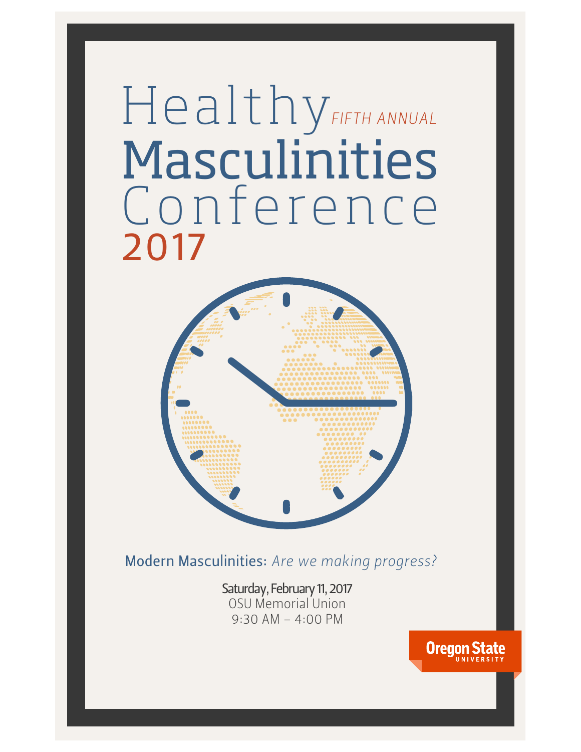# Healthy Masculinities Conference 2017

*FIFTH ANNUAL*

## Modern Masculinities: *Are we making progress?*

**Saturday, February 11, 2017**
OSU Memorial Union
9:30 AM – 4:00 PM

Oregon State University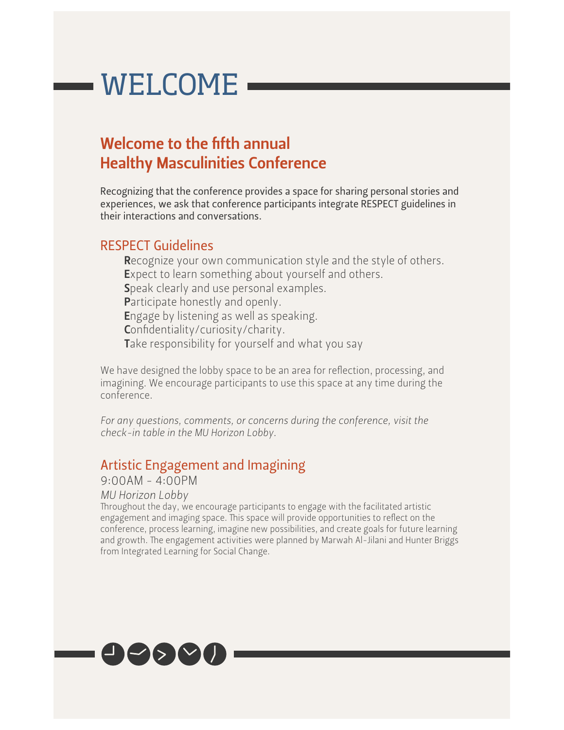# WELCOME

## Welcome to the fifth annual Healthy Masculinities Conference

Recognizing that the conference provides a space for sharing personal stories and experiences, we ask that conference participants integrate RESPECT guidelines in their interactions and conversations.

### RESPECT Guidelines

**R**ecognize your own communication style and the style of others.
**E**xpect to learn something about yourself and others.
**S**peak clearly and use personal examples.
**P**articipate honestly and openly.
**E**ngage by listening as well as speaking.
**C**onfidentiality/curiosity/charity.
**T**ake responsibility for yourself and what you say

We have designed the lobby space to be an area for reflection, processing, and imagining. We encourage participants to use this space at any time during the conference.

*For any questions, comments, or concerns during the conference, visit the check-in table in the MU Horizon Lobby.*

### Artistic Engagement and Imagining

9:00AM - 4:00PM

*MU Horizon Lobby*

Throughout the day, we encourage participants to engage with the facilitated artistic engagement and imaging space. This space will provide opportunities to reflect on the conference, process learning, imagine new possibilities, and create goals for future learning and growth. The engagement activities were planned by Marwah Al-Jilani and Hunter Briggs from Integrated Learning for Social Change.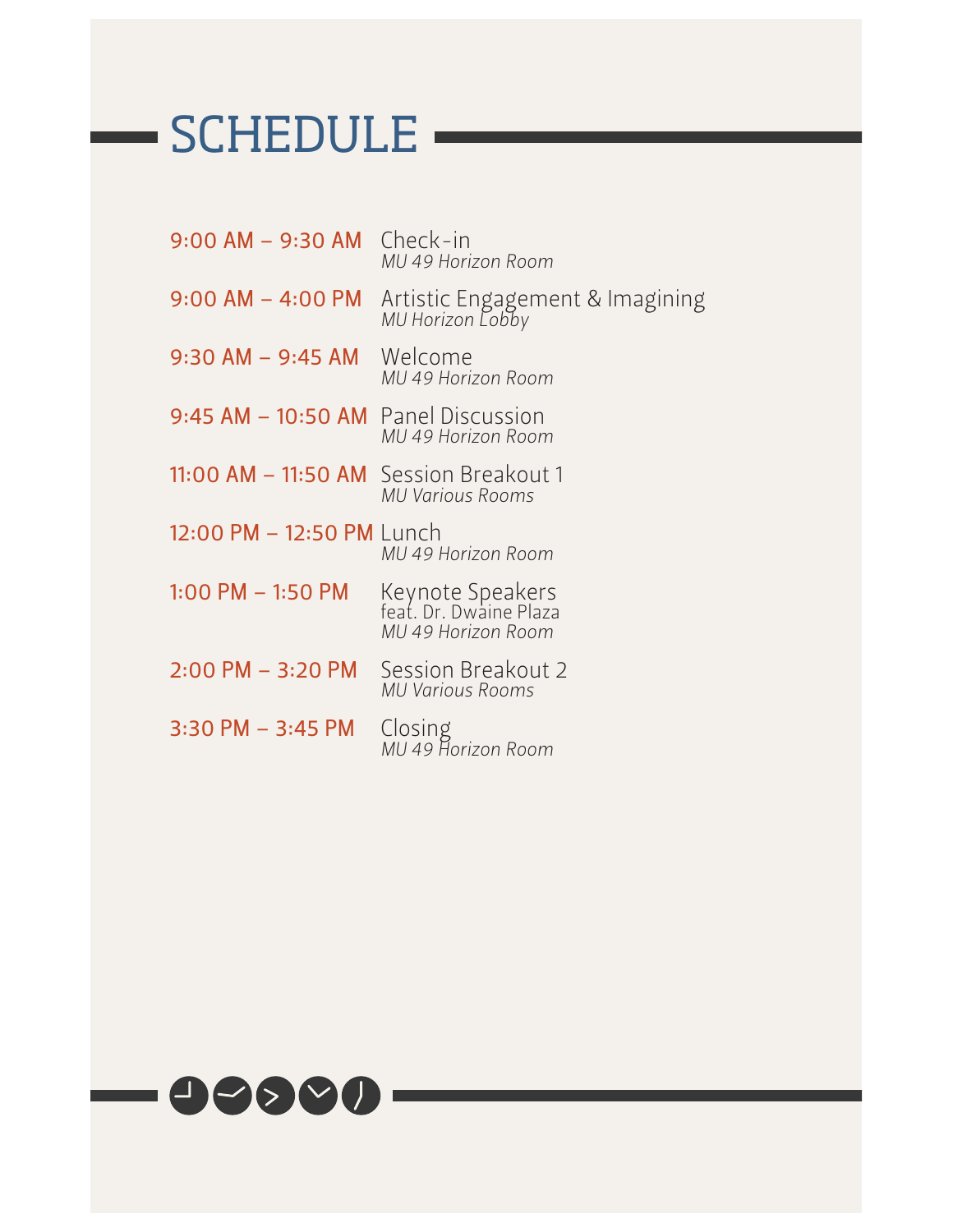# SCHEDULE

| | |
|---|---|
| 9:00 AM – 9:30 AM | Check-in<br>*MU 49 Horizon Room* |
| 9:00 AM – 4:00 PM | Artistic Engagement & Imagining<br>*MU Horizon Lobby* |
| 9:30 AM – 9:45 AM | Welcome<br>*MU 49 Horizon Room* |
| 9:45 AM – 10:50 AM | Panel Discussion<br>*MU 49 Horizon Room* |
| 11:00 AM – 11:50 AM | Session Breakout 1<br>*MU Various Rooms* |
| 12:00 PM – 12:50 PM | Lunch<br>*MU 49 Horizon Room* |
| 1:00 PM – 1:50 PM | Keynote Speakers<br>feat. Dr. Dwaine Plaza<br>*MU 49 Horizon Room* |
| 2:00 PM – 3:20 PM | Session Breakout 2<br>*MU Various Rooms* |
| 3:30 PM – 3:45 PM | Closing<br>*MU 49 Horizon Room* |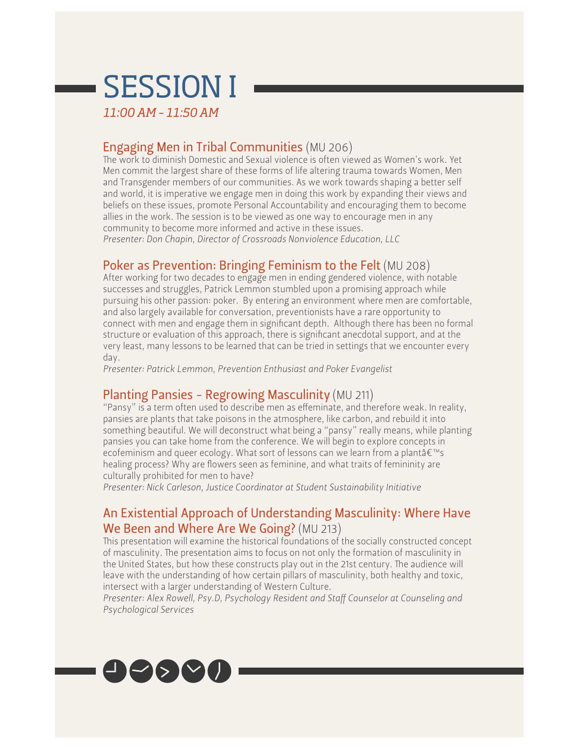# SESSION I

*11:00 AM - 11:50 AM*

## Engaging Men in Tribal Communities (MU 206)

The work to diminish Domestic and Sexual violence is often viewed as Women's work. Yet Men commit the largest share of these forms of life altering trauma towards Women, Men and Transgender members of our communities. As we work towards shaping a better self and world, it is imperative we engage men in doing this work by expanding their views and beliefs on these issues, promote Personal Accountability and encouraging them to become allies in the work. The session is to be viewed as one way to encourage men in any community to become more informed and active in these issues.

*Presenter: Don Chapin, Director of Crossroads Nonviolence Education, LLC*

## Poker as Prevention: Bringing Feminism to the Felt (MU 208)

After working for two decades to engage men in ending gendered violence, with notable successes and struggles, Patrick Lemmon stumbled upon a promising approach while pursuing his other passion: poker. By entering an environment where men are comfortable, and also largely available for conversation, preventionists have a rare opportunity to connect with men and engage them in significant depth. Although there has been no formal structure or evaluation of this approach, there is significant anecdotal support, and at the very least, many lessons to be learned that can be tried in settings that we encounter every day.

*Presenter: Patrick Lemmon, Prevention Enthusiast and Poker Evangelist*

## Planting Pansies - Regrowing Masculinity (MU 211)

"Pansy" is a term often used to describe men as effeminate, and therefore weak. In reality, pansies are plants that take poisons in the atmosphere, like carbon, and rebuild it into something beautiful. We will deconstruct what being a "pansy" really means, while planting pansies you can take home from the conference. We will begin to explore concepts in ecofeminism and queer ecology. What sort of lessons can we learn from a plantâ€™s healing process? Why are flowers seen as feminine, and what traits of femininity are culturally prohibited for men to have?

*Presenter: Nick Carleson, Justice Coordinator at Student Sustainability Initiative*

## An Existential Approach of Understanding Masculinity: Where Have We Been and Where Are We Going? (MU 213)

This presentation will examine the historical foundations of the socially constructed concept of masculinity. The presentation aims to focus on not only the formation of masculinity in the United States, but how these constructs play out in the 21st century. The audience will leave with the understanding of how certain pillars of masculinity, both healthy and toxic, intersect with a larger understanding of Western Culture.

*Presenter: Alex Rowell, Psy.D, Psychology Resident and Staff Counselor at Counseling and Psychological Services*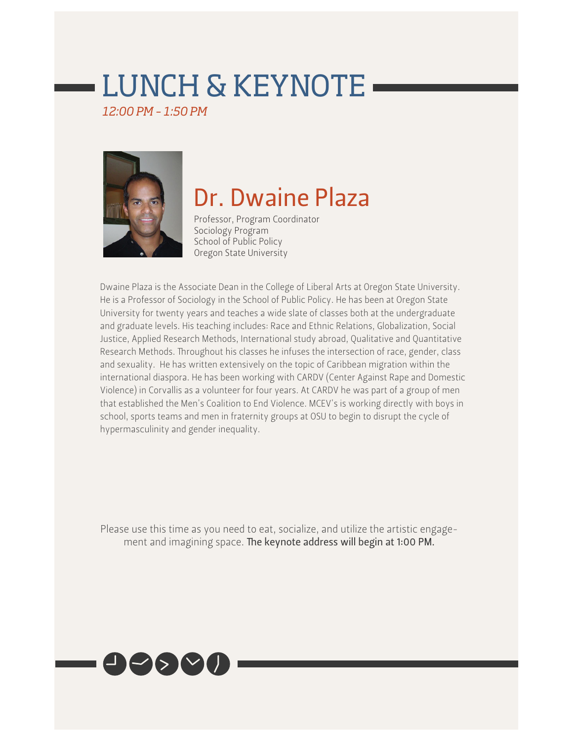# LUNCH & KEYNOTE

*12:00 PM - 1:50 PM*

## Dr. Dwaine Plaza

Professor, Program Coordinator
Sociology Program
School of Public Policy
Oregon State University

Dwaine Plaza is the Associate Dean in the College of Liberal Arts at Oregon State University. He is a Professor of Sociology in the School of Public Policy. He has been at Oregon State University for twenty years and teaches a wide slate of classes both at the undergraduate and graduate levels. His teaching includes: Race and Ethnic Relations, Globalization, Social Justice, Applied Research Methods, International study abroad, Qualitative and Quantitative Research Methods. Throughout his classes he infuses the intersection of race, gender, class and sexuality. He has written extensively on the topic of Caribbean migration within the international diaspora. He has been working with CARDV (Center Against Rape and Domestic Violence) in Corvallis as a volunteer for four years. At CARDV he was part of a group of men that established the Men's Coalition to End Violence. MCEV's is working directly with boys in school, sports teams and men in fraternity groups at OSU to begin to disrupt the cycle of hypermasculinity and gender inequality.

Please use this time as you need to eat, socialize, and utilize the artistic engagement and imagining space. The keynote address will begin at 1:00 PM.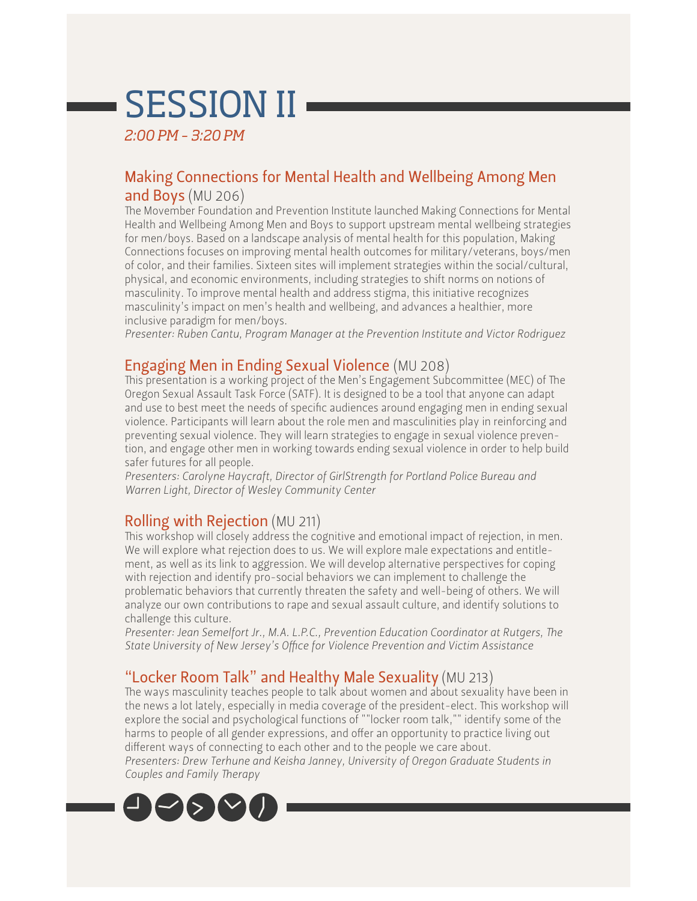# SESSION II

*2:00 PM - 3:20 PM*

## Making Connections for Mental Health and Wellbeing Among Men and Boys (MU 206)

The Movember Foundation and Prevention Institute launched Making Connections for Mental Health and Wellbeing Among Men and Boys to support upstream mental wellbeing strategies for men/boys. Based on a landscape analysis of mental health for this population, Making Connections focuses on improving mental health outcomes for military/veterans, boys/men of color, and their families. Sixteen sites will implement strategies within the social/cultural, physical, and economic environments, including strategies to shift norms on notions of masculinity. To improve mental health and address stigma, this initiative recognizes masculinity's impact on men's health and wellbeing, and advances a healthier, more inclusive paradigm for men/boys.

*Presenter: Ruben Cantu, Program Manager at the Prevention Institute and Victor Rodriguez*

## Engaging Men in Ending Sexual Violence (MU 208)

This presentation is a working project of the Men's Engagement Subcommittee (MEC) of The Oregon Sexual Assault Task Force (SATF). It is designed to be a tool that anyone can adapt and use to best meet the needs of specific audiences around engaging men in ending sexual violence. Participants will learn about the role men and masculinities play in reinforcing and preventing sexual violence. They will learn strategies to engage in sexual violence prevention, and engage other men in working towards ending sexual violence in order to help build safer futures for all people.

*Presenters: Carolyne Haycraft, Director of GirlStrength for Portland Police Bureau and Warren Light, Director of Wesley Community Center*

## Rolling with Rejection (MU 211)

This workshop will closely address the cognitive and emotional impact of rejection, in men. We will explore what rejection does to us. We will explore male expectations and entitlement, as well as its link to aggression. We will develop alternative perspectives for coping with rejection and identify pro-social behaviors we can implement to challenge the problematic behaviors that currently threaten the safety and well-being of others. We will analyze our own contributions to rape and sexual assault culture, and identify solutions to challenge this culture.

*Presenter: Jean Semelfort Jr., M.A. L.P.C., Prevention Education Coordinator at Rutgers, The State University of New Jersey's Office for Violence Prevention and Victim Assistance*

## "Locker Room Talk" and Healthy Male Sexuality (MU 213)

The ways masculinity teaches people to talk about women and about sexuality have been in the news a lot lately, especially in media coverage of the president-elect. This workshop will explore the social and psychological functions of ""locker room talk,"" identify some of the harms to people of all gender expressions, and offer an opportunity to practice living out different ways of connecting to each other and to the people we care about.

*Presenters: Drew Terhune and Keisha Janney, University of Oregon Graduate Students in Couples and Family Therapy*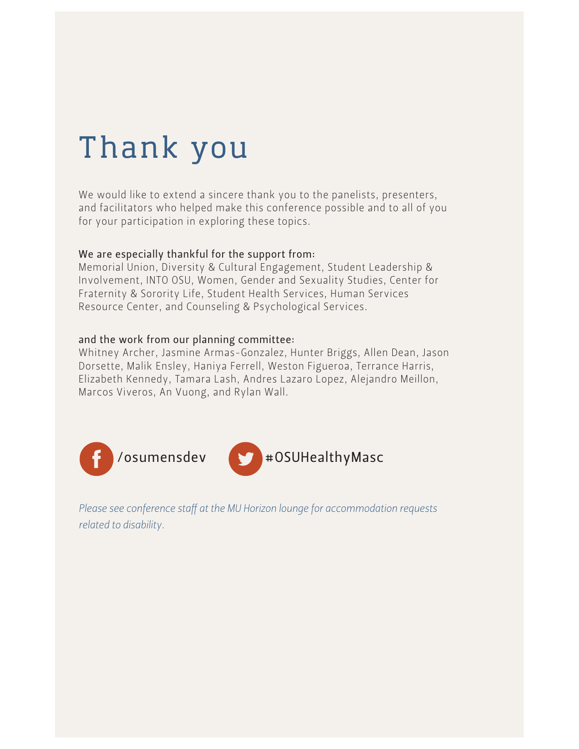# Thank you

We would like to extend a sincere thank you to the panelists, presenters, and facilitators who helped make this conference possible and to all of you for your participation in exploring these topics.

We are especially thankful for the support from:
Memorial Union, Diversity & Cultural Engagement, Student Leadership & Involvement, INTO OSU, Women, Gender and Sexuality Studies, Center for Fraternity & Sorority Life, Student Health Services, Human Services Resource Center, and Counseling & Psychological Services.

and the work from our planning committee:
Whitney Archer, Jasmine Armas-Gonzalez, Hunter Briggs, Allen Dean, Jason Dorsette, Malik Ensley, Haniya Ferrell, Weston Figueroa, Terrance Harris, Elizabeth Kennedy, Tamara Lash, Andres Lazaro Lopez, Alejandro Meillon, Marcos Viveros, An Vuong, and Rylan Wall.

/osumensdev #OSUHealthyMasc

*Please see conference staff at the MU Horizon lounge for accommodation requests related to disability.*